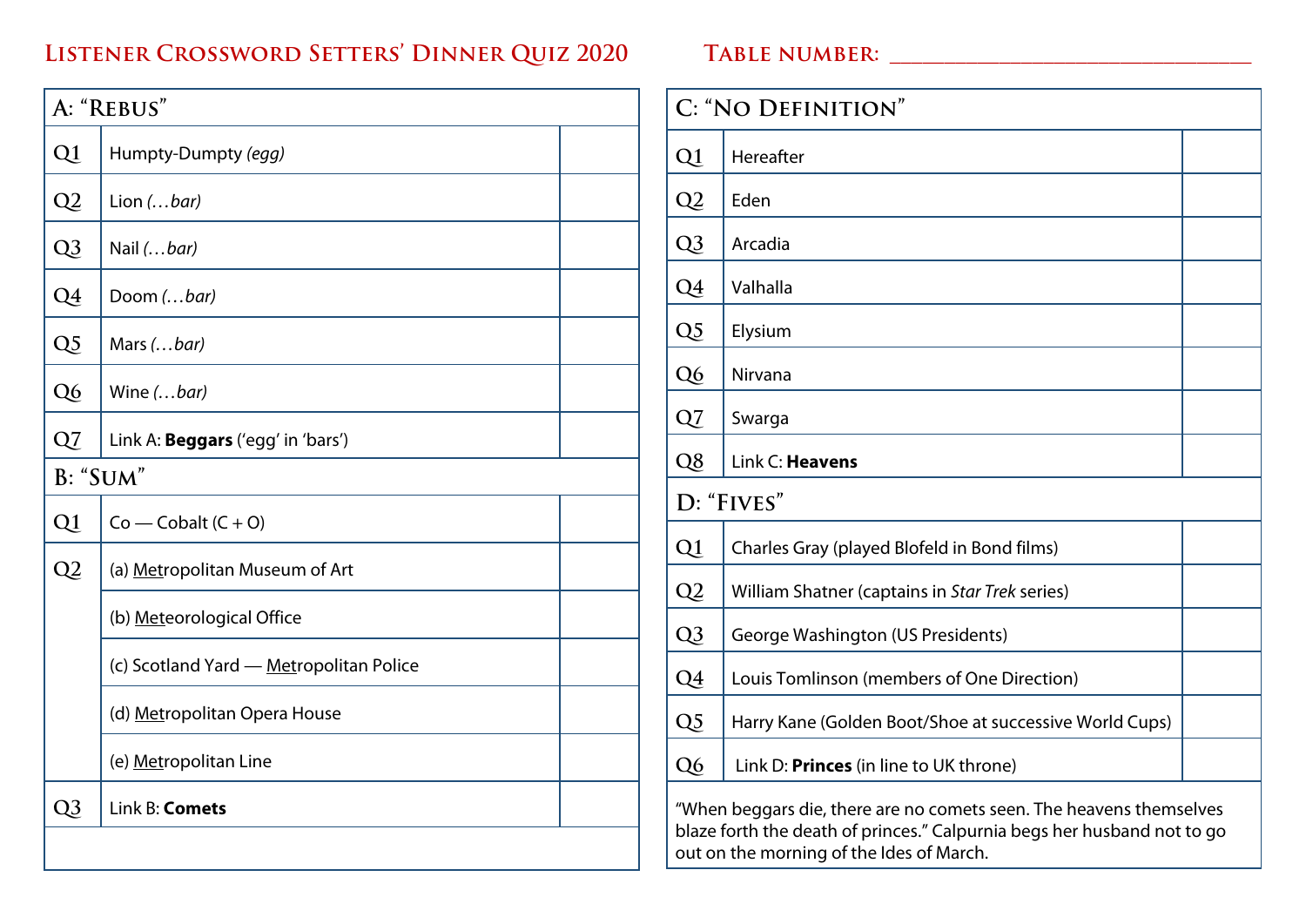# Listener Crossword Setters' Dinner Quiz 2020

**Table number:** ______________________________

## A: "Rebus"

| | | |
|---|---|---|
| Q1 | Humpty-Dumpty *(egg)* | |
| Q2 | Lion *(…bar)* | |
| Q3 | Nail *(…bar)* | |
| Q4 | Doom *(…bar)* | |
| Q5 | Mars *(…bar)* | |
| Q6 | Wine *(…bar)* | |
| Q7 | Link A: **Beggars** ('egg' in 'bars') | |

## B: "Sum"

| | | |
|---|---|---|
| Q1 | Co — Cobalt (C + O) | |
| Q2 | (a) <u>Met</u>ropolitan Museum of Art | |
| | (b) <u>Met</u>eorological Office | |
| | (c) Scotland Yard — <u>Met</u>ropolitan Police | |
| | (d) <u>Met</u>ropolitan Opera House | |
| | (e) <u>Met</u>ropolitan Line | |
| Q3 | Link B: **Comets** | |

## C: "No Definition"

| | | |
|---|---|---|
| Q1 | Hereafter | |
| Q2 | Eden | |
| Q3 | Arcadia | |
| Q4 | Valhalla | |
| Q5 | Elysium | |
| Q6 | Nirvana | |
| Q7 | Swarga | |
| Q8 | Link C: **Heavens** | |

## D: "Fives"

| | | |
|---|---|---|
| Q1 | Charles Gray (played Blofeld in Bond films) | |
| Q2 | William Shatner (captains in *Star Trek* series) | |
| Q3 | George Washington (US Presidents) | |
| Q4 | Louis Tomlinson (members of One Direction) | |
| Q5 | Harry Kane (Golden Boot/Shoe at successive World Cups) | |
| Q6 | Link D: **Princes** (in line to UK throne) | |

"When beggars die, there are no comets seen. The heavens themselves blaze forth the death of princes." Calpurnia begs her husband not to go out on the morning of the Ides of March.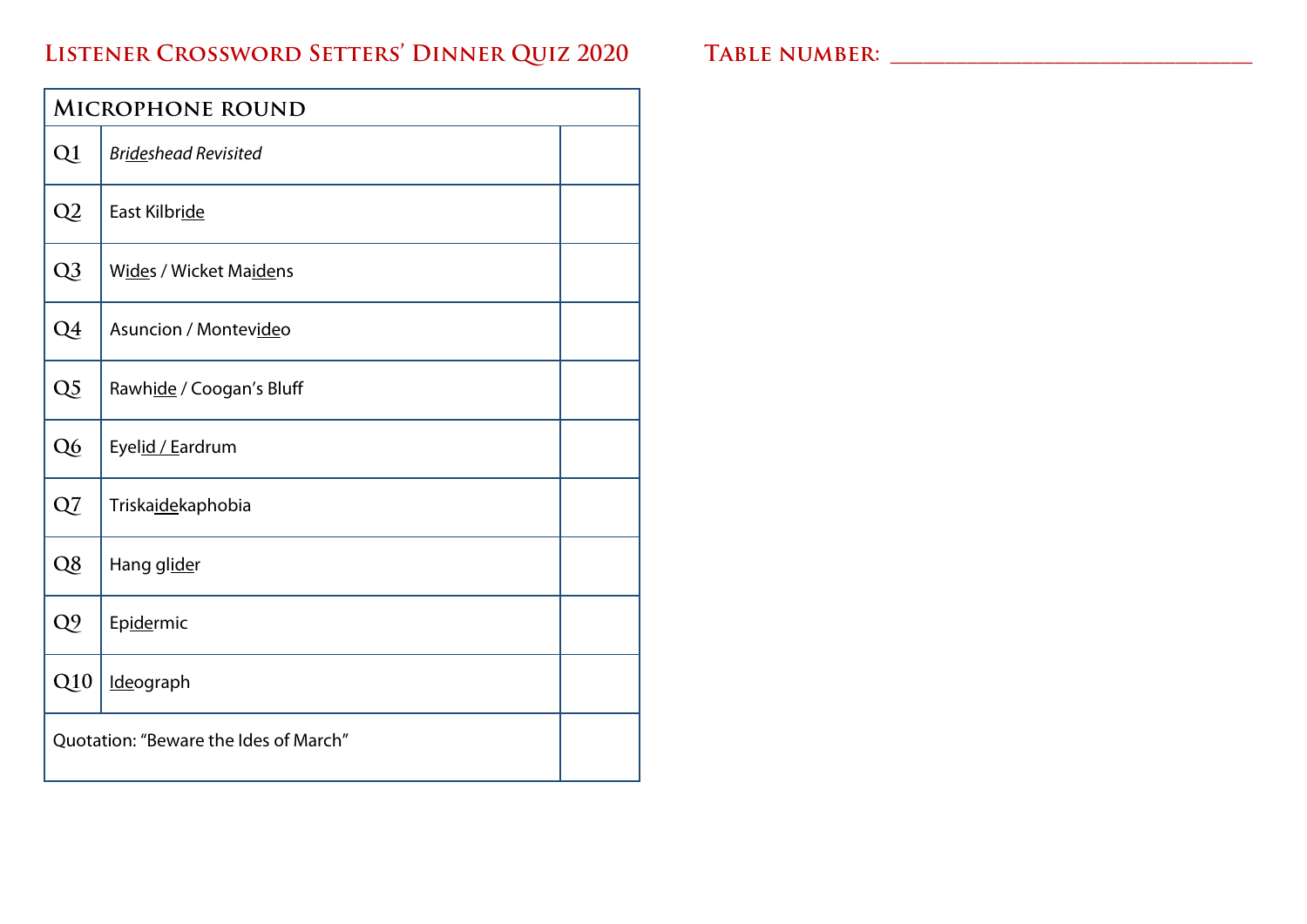## Listener Crossword Setters' Dinner Quiz 2020

**Table number:** ______________________________

| Microphone round | | |
|---|---|---|
| Q1 | *Brideshead Revisited* | |
| Q2 | East Kilbride | |
| Q3 | Wides / Wicket Maidens | |
| Q4 | Asuncion / Montevideo | |
| Q5 | Rawhide / Coogan's Bluff | |
| Q6 | Eyelid / Eardrum | |
| Q7 | Triskaidekaphobia | |
| Q8 | Hang glider | |
| Q9 | Epidermic | |
| Q10 | Ideograph | |
| Quotation: "Beware the Ides of March" | | |